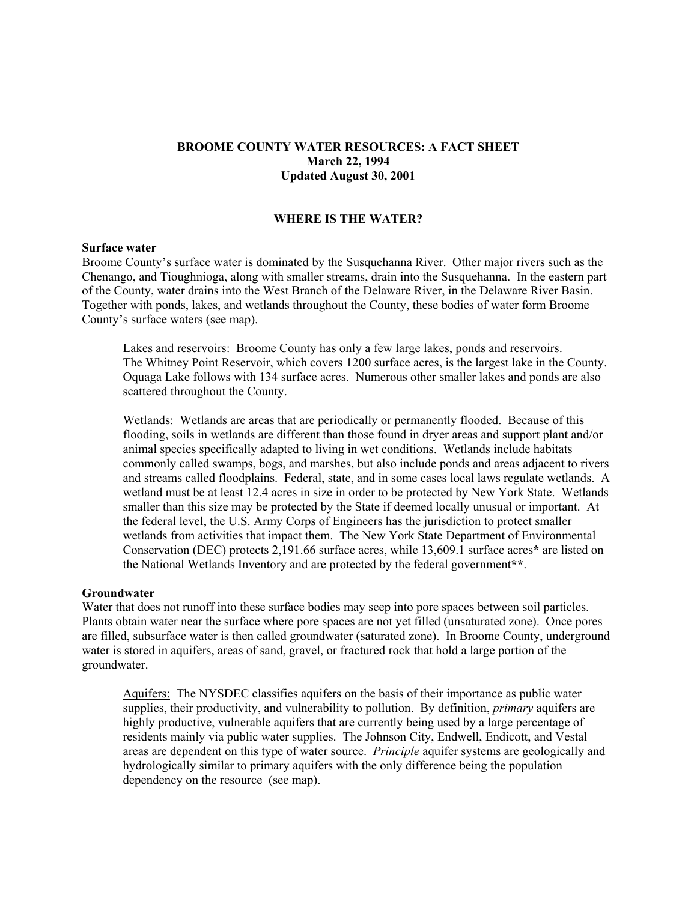# BROOME COUNTY WATER RESOURCES: A FACT SHEET

**March 22, 1994**
**Updated August 30, 2001**

## WHERE IS THE WATER?

### Surface water

Broome County's surface water is dominated by the Susquehanna River. Other major rivers such as the Chenango, and Tioughnioga, along with smaller streams, drain into the Susquehanna. In the eastern part of the County, water drains into the West Branch of the Delaware River, in the Delaware River Basin. Together with ponds, lakes, and wetlands throughout the County, these bodies of water form Broome County's surface waters (see map).

Lakes and reservoirs: Broome County has only a few large lakes, ponds and reservoirs. The Whitney Point Reservoir, which covers 1200 surface acres, is the largest lake in the County. Oquaga Lake follows with 134 surface acres. Numerous other smaller lakes and ponds are also scattered throughout the County.

Wetlands: Wetlands are areas that are periodically or permanently flooded. Because of this flooding, soils in wetlands are different than those found in dryer areas and support plant and/or animal species specifically adapted to living in wet conditions. Wetlands include habitats commonly called swamps, bogs, and marshes, but also include ponds and areas adjacent to rivers and streams called floodplains. Federal, state, and in some cases local laws regulate wetlands. A wetland must be at least 12.4 acres in size in order to be protected by New York State. Wetlands smaller than this size may be protected by the State if deemed locally unusual or important. At the federal level, the U.S. Army Corps of Engineers has the jurisdiction to protect smaller wetlands from activities that impact them. The New York State Department of Environmental Conservation (DEC) protects 2,191.66 surface acres, while 13,609.1 surface acres**\*** are listed on the National Wetlands Inventory and are protected by the federal government**\*\***.

### Groundwater

Water that does not runoff into these surface bodies may seep into pore spaces between soil particles. Plants obtain water near the surface where pore spaces are not yet filled (unsaturated zone). Once pores are filled, subsurface water is then called groundwater (saturated zone). In Broome County, underground water is stored in aquifers, areas of sand, gravel, or fractured rock that hold a large portion of the groundwater.

Aquifers: The NYSDEC classifies aquifers on the basis of their importance as public water supplies, their productivity, and vulnerability to pollution. By definition, *primary* aquifers are highly productive, vulnerable aquifers that are currently being used by a large percentage of residents mainly via public water supplies. The Johnson City, Endwell, Endicott, and Vestal areas are dependent on this type of water source. *Principle* aquifer systems are geologically and hydrologically similar to primary aquifers with the only difference being the population dependency on the resource (see map).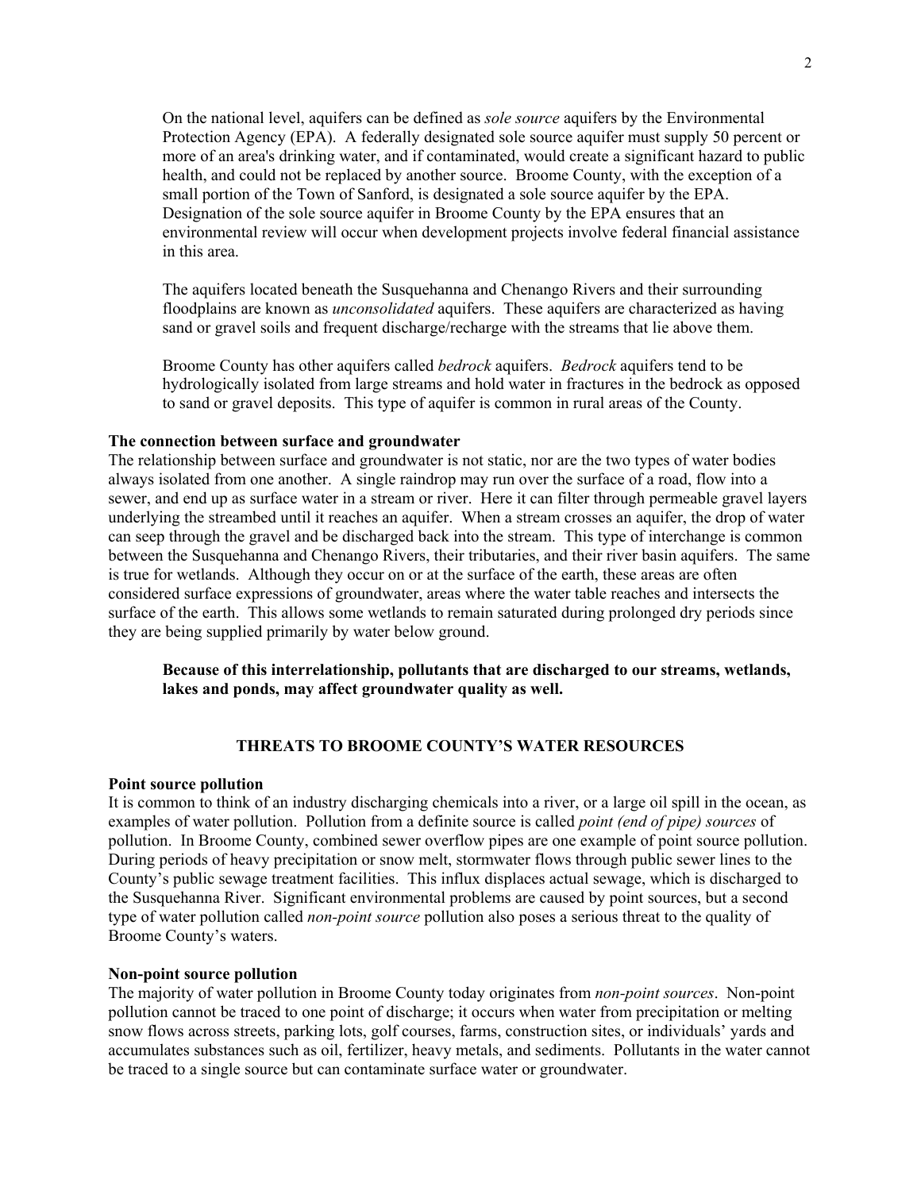On the national level, aquifers can be defined as *sole source* aquifers by the Environmental Protection Agency (EPA). A federally designated sole source aquifer must supply 50 percent or more of an area's drinking water, and if contaminated, would create a significant hazard to public health, and could not be replaced by another source. Broome County, with the exception of a small portion of the Town of Sanford, is designated a sole source aquifer by the EPA. Designation of the sole source aquifer in Broome County by the EPA ensures that an environmental review will occur when development projects involve federal financial assistance in this area.

The aquifers located beneath the Susquehanna and Chenango Rivers and their surrounding floodplains are known as *unconsolidated* aquifers. These aquifers are characterized as having sand or gravel soils and frequent discharge/recharge with the streams that lie above them.

Broome County has other aquifers called *bedrock* aquifers. *Bedrock* aquifers tend to be hydrologically isolated from large streams and hold water in fractures in the bedrock as opposed to sand or gravel deposits. This type of aquifer is common in rural areas of the County.

**The connection between surface and groundwater**

The relationship between surface and groundwater is not static, nor are the two types of water bodies always isolated from one another. A single raindrop may run over the surface of a road, flow into a sewer, and end up as surface water in a stream or river. Here it can filter through permeable gravel layers underlying the streambed until it reaches an aquifer. When a stream crosses an aquifer, the drop of water can seep through the gravel and be discharged back into the stream. This type of interchange is common between the Susquehanna and Chenango Rivers, their tributaries, and their river basin aquifers. The same is true for wetlands. Although they occur on or at the surface of the earth, these areas are often considered surface expressions of groundwater, areas where the water table reaches and intersects the surface of the earth. This allows some wetlands to remain saturated during prolonged dry periods since they are being supplied primarily by water below ground.

**Because of this interrelationship, pollutants that are discharged to our streams, wetlands, lakes and ponds, may affect groundwater quality as well.**

## THREATS TO BROOME COUNTY'S WATER RESOURCES

**Point source pollution**

It is common to think of an industry discharging chemicals into a river, or a large oil spill in the ocean, as examples of water pollution. Pollution from a definite source is called *point (end of pipe) sources* of pollution. In Broome County, combined sewer overflow pipes are one example of point source pollution. During periods of heavy precipitation or snow melt, stormwater flows through public sewer lines to the County's public sewage treatment facilities. This influx displaces actual sewage, which is discharged to the Susquehanna River. Significant environmental problems are caused by point sources, but a second type of water pollution called *non-point source* pollution also poses a serious threat to the quality of Broome County's waters.

**Non-point source pollution**

The majority of water pollution in Broome County today originates from *non-point sources*. Non-point pollution cannot be traced to one point of discharge; it occurs when water from precipitation or melting snow flows across streets, parking lots, golf courses, farms, construction sites, or individuals' yards and accumulates substances such as oil, fertilizer, heavy metals, and sediments. Pollutants in the water cannot be traced to a single source but can contaminate surface water or groundwater.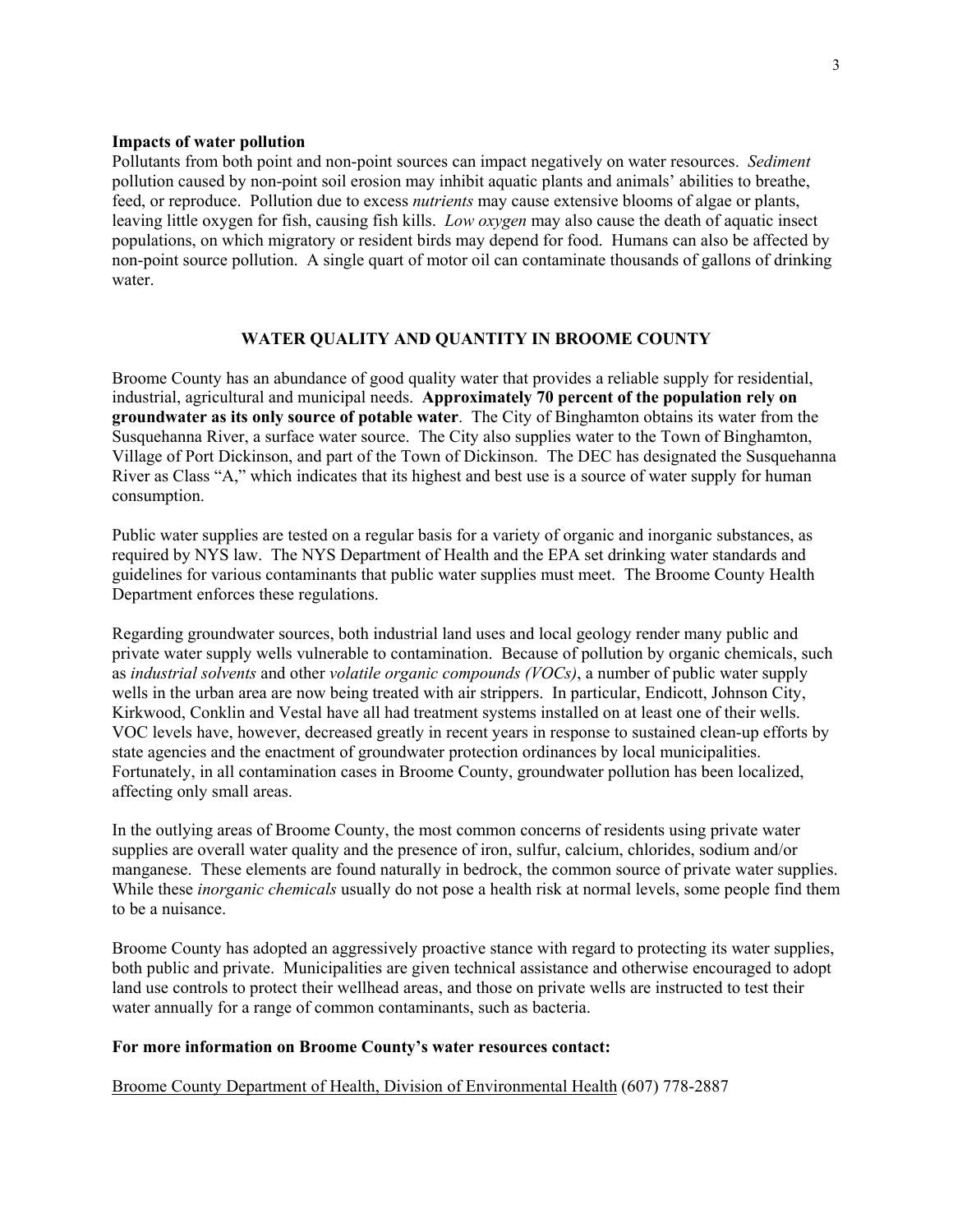**Impacts of water pollution**

Pollutants from both point and non-point sources can impact negatively on water resources. *Sediment* pollution caused by non-point soil erosion may inhibit aquatic plants and animals' abilities to breathe, feed, or reproduce. Pollution due to excess *nutrients* may cause extensive blooms of algae or plants, leaving little oxygen for fish, causing fish kills. *Low oxygen* may also cause the death of aquatic insect populations, on which migratory or resident birds may depend for food. Humans can also be affected by non-point source pollution. A single quart of motor oil can contaminate thousands of gallons of drinking water.

## WATER QUALITY AND QUANTITY IN BROOME COUNTY

Broome County has an abundance of good quality water that provides a reliable supply for residential, industrial, agricultural and municipal needs. **Approximately 70 percent of the population rely on groundwater as its only source of potable water**. The City of Binghamton obtains its water from the Susquehanna River, a surface water source. The City also supplies water to the Town of Binghamton, Village of Port Dickinson, and part of the Town of Dickinson. The DEC has designated the Susquehanna River as Class "A," which indicates that its highest and best use is a source of water supply for human consumption.

Public water supplies are tested on a regular basis for a variety of organic and inorganic substances, as required by NYS law. The NYS Department of Health and the EPA set drinking water standards and guidelines for various contaminants that public water supplies must meet. The Broome County Health Department enforces these regulations.

Regarding groundwater sources, both industrial land uses and local geology render many public and private water supply wells vulnerable to contamination. Because of pollution by organic chemicals, such as *industrial solvents* and other *volatile organic compounds (VOCs)*, a number of public water supply wells in the urban area are now being treated with air strippers. In particular, Endicott, Johnson City, Kirkwood, Conklin and Vestal have all had treatment systems installed on at least one of their wells. VOC levels have, however, decreased greatly in recent years in response to sustained clean-up efforts by state agencies and the enactment of groundwater protection ordinances by local municipalities. Fortunately, in all contamination cases in Broome County, groundwater pollution has been localized, affecting only small areas.

In the outlying areas of Broome County, the most common concerns of residents using private water supplies are overall water quality and the presence of iron, sulfur, calcium, chlorides, sodium and/or manganese. These elements are found naturally in bedrock, the common source of private water supplies. While these *inorganic chemicals* usually do not pose a health risk at normal levels, some people find them to be a nuisance.

Broome County has adopted an aggressively proactive stance with regard to protecting its water supplies, both public and private. Municipalities are given technical assistance and otherwise encouraged to adopt land use controls to protect their wellhead areas, and those on private wells are instructed to test their water annually for a range of common contaminants, such as bacteria.

**For more information on Broome County's water resources contact:**

Broome County Department of Health, Division of Environmental Health (607) 778-2887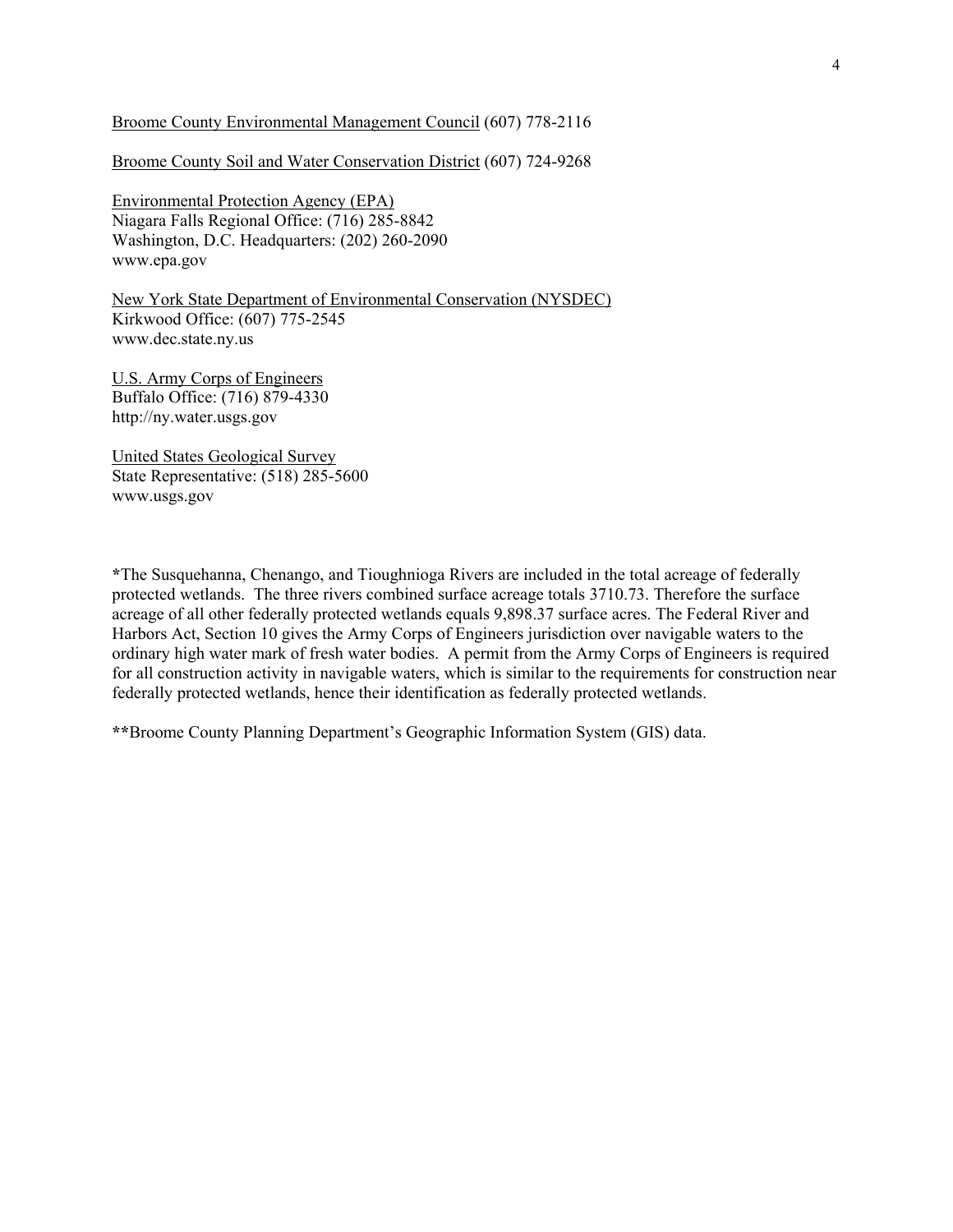Broome County Environmental Management Council (607) 778-2116

Broome County Soil and Water Conservation District (607) 724-9268

Environmental Protection Agency (EPA)
Niagara Falls Regional Office: (716) 285-8842
Washington, D.C. Headquarters: (202) 260-2090
www.epa.gov

New York State Department of Environmental Conservation (NYSDEC)
Kirkwood Office: (607) 775-2545
www.dec.state.ny.us

U.S. Army Corps of Engineers
Buffalo Office: (716) 879-4330
http://ny.water.usgs.gov

United States Geological Survey
State Representative: (518) 285-5600
www.usgs.gov

**\***The Susquehanna, Chenango, and Tioughnioga Rivers are included in the total acreage of federally protected wetlands. The three rivers combined surface acreage totals 3710.73. Therefore the surface acreage of all other federally protected wetlands equals 9,898.37 surface acres. The Federal River and Harbors Act, Section 10 gives the Army Corps of Engineers jurisdiction over navigable waters to the ordinary high water mark of fresh water bodies. A permit from the Army Corps of Engineers is required for all construction activity in navigable waters, which is similar to the requirements for construction near federally protected wetlands, hence their identification as federally protected wetlands.

**\*\***Broome County Planning Department's Geographic Information System (GIS) data.